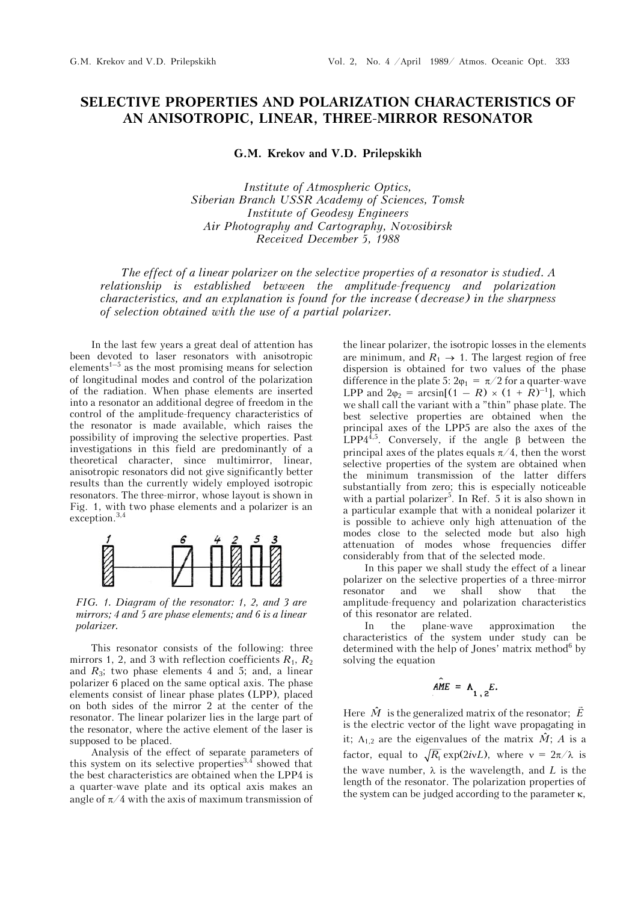# SELECTIVE PROPERTIES AND POLARIZATION CHARACTERISTICS OF AN ANISOTROPIC, LINEAR, THREE-MIRROR RESONATOR

**G.M. Krekov and V.D. Prilepskikh**

*Institute of Atmospheric Optics,*
*Siberian Branch USSR Academy of Sciences, Tomsk*
*Institute of Geodesy Engineers*
*Air Photography and Cartography, Novosibirsk*
*Received December 5, 1988*

*The effect of a linear polarizer on the selective properties of a resonator is studied. A relationship is established between the amplitude-frequency and polarization characteristics, and an explanation is found for the increase (decrease) in the sharpness of selection obtained with the use of a partial polarizer.*

In the last few years a great deal of attention has been devoted to laser resonators with anisotropic elements[1–5] as the most promising means for selection of longitudinal modes and control of the polarization of the radiation. When phase elements are inserted into a resonator an additional degree of freedom in the control of the amplitude-frequency characteristics of the resonator is made available, which raises the possibility of improving the selective properties. Past investigations in this field are predominantly of a theoretical character, since multimirror, linear, anisotropic resonators did not give significantly better results than the currently widely employed isotropic resonators. The three-mirror, whose layout is shown in Fig. 1, with two phase elements and a polarizer is an exception.[3,4]

*FIG. 1. Diagram of the resonator: 1, 2, and 3 are mirrors; 4 and 5 are phase elements; and 6 is a linear polarizer.*

This resonator consists of the following: three mirrors 1, 2, and 3 with reflection coefficients $R_1$, $R_2$ and $R_3$; two phase elements 4 and 5; and, a linear polarizer 6 placed on the same optical axis. The phase elements consist of linear phase plates (LPP), placed on both sides of the mirror 2 at the center of the resonator. The linear polarizer lies in the large part of the resonator, where the active element of the laser is supposed to be placed.

Analysis of the effect of separate parameters of this system on its selective properties[3,4] showed that the best characteristics are obtained when the LPP4 is a quarter-wave plate and its optical axis makes an angle of $\pi/4$ with the axis of maximum transmission of the linear polarizer, the isotropic losses in the elements are minimum, and $R_1 \to 1$. The largest region of free dispersion is obtained for two values of the phase difference in the plate 5: $2\varphi_1 = \pi/2$ for a quarter-wave LPP and $2\varphi_2 = \arcsin[(1 - R) \times (1 + R)^{-1}]$, which we shall call the variant with a "thin" phase plate. The best selective properties are obtained when the principal axes of the LPP5 are also the axes of the LPP4[4,5]. Conversely, if the angle $\beta$ between the principal axes of the plates equals $\pi/4$, then the worst selective properties of the system are obtained when the minimum transmission of the latter differs substantially from zero; this is especially noticeable with a partial polarizer[5]. In Ref. 5 it is also shown in a particular example that with a nonideal polarizer it is possible to achieve only high attenuation of the modes close to the selected mode but also high attenuation of modes whose frequencies differ considerably from that of the selected mode.

In this paper we shall study the effect of a linear polarizer on the selective properties of a three-mirror resonator and we shall show that the amplitude-frequency and polarization characteristics of this resonator are related.

In the plane-wave approximation the characteristics of the system under study can be determined with the help of Jones' matrix method[6] by solving the equation

$$A\hat{M}E = \Lambda_{1,2}E.$$

Here $\hat{M}$ is the generalized matrix of the resonator; $\vec{E}$ is the electric vector of the light wave propagating in it; $\Lambda_{1,2}$ are the eigenvalues of the matrix $\hat{M}$; $A$ is a factor, equal to $\sqrt{R_1}\exp(2i\nu L)$, where $\nu = 2\pi/\lambda$ is the wave number, $\lambda$ is the wavelength, and $L$ is the length of the resonator. The polarization properties of the system can be judged according to the parameter $\kappa$,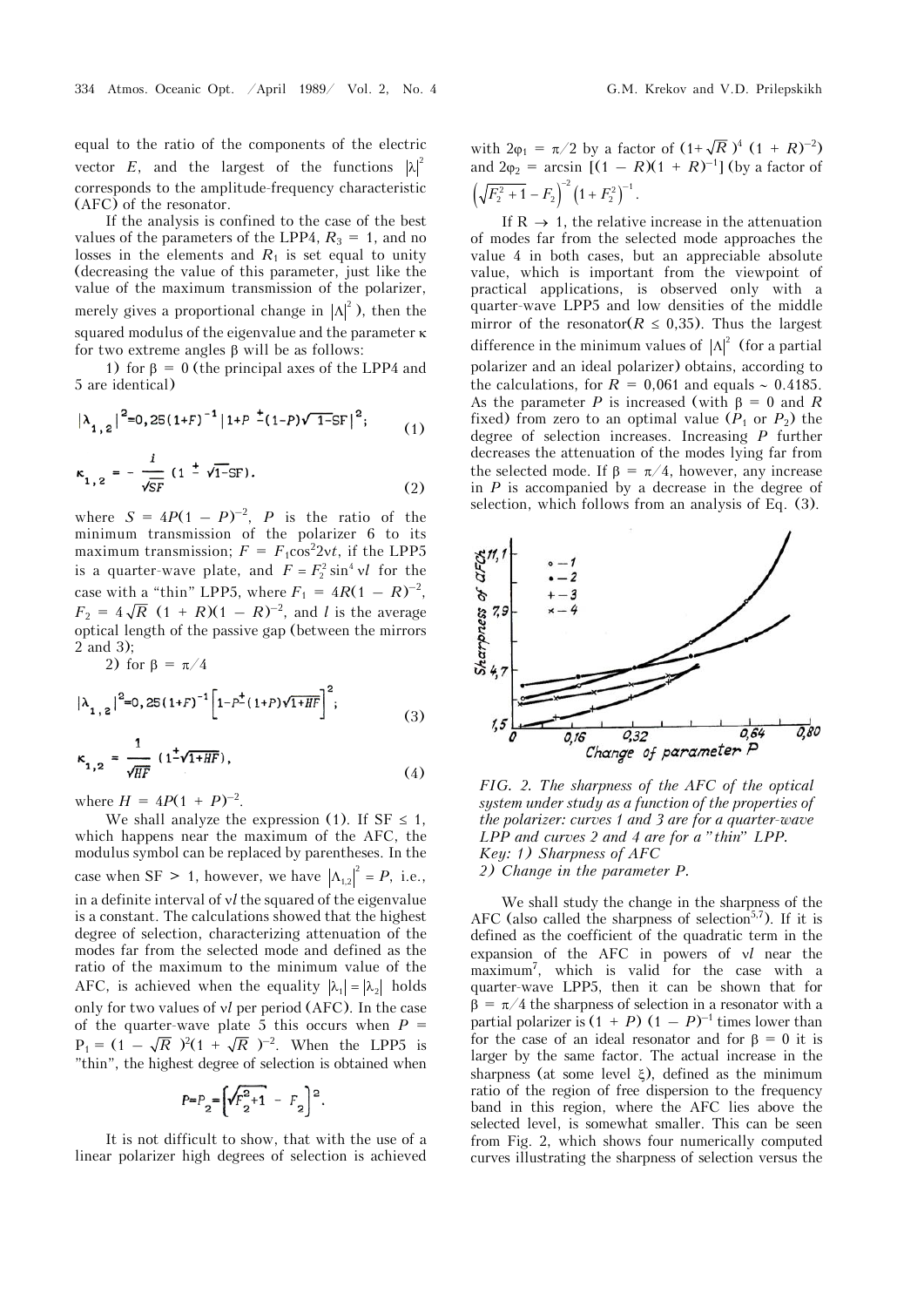equal to the ratio of the components of the electric vector $E$, and the largest of the functions $|\lambda|^2$ corresponds to the amplitude-frequency characteristic (AFC) of the resonator.

If the analysis is confined to the case of the best values of the parameters of the LPP4, $R_3 = 1$, and no losses in the elements and $R_1$ is set equal to unity (decreasing the value of this parameter, just like the value of the maximum transmission of the polarizer, merely gives a proportional change in $|\Lambda|^2$), then the squared modulus of the eigenvalue and the parameter $\kappa$ for two extreme angles $\beta$ will be as follows:

1) for $\beta = 0$ (the principal axes of the LPP4 and 5 are identical)

$$|\lambda_{1,2}|^2 = 0,25(1+F)^{-1}\left|1+P \pm (1-P)\sqrt{1-SF}\right|^2; \tag{1}$$

$$\kappa_{1,2} = -\frac{i}{\sqrt{SF}}\left(1 \pm \sqrt{1-SF}\right). \tag{2}$$

where $S = 4P(1 - P)^{-2}$, $P$ is the ratio of the minimum transmission of the polarizer 6 to its maximum transmission; $F = F_1\cos^2 2\nu t$, if the LPP5 is a quarter-wave plate, and $F = F_2^2\sin^4 \nu l$ for the case with a "thin" LPP5, where $F_1 = 4R(1 - R)^{-2}$, $F_2 = 4\sqrt{R}\,(1 + R)(1 - R)^{-2}$, and $l$ is the average optical length of the passive gap (between the mirrors 2 and 3);

2) for $\beta = \pi/4$

$$|\lambda_{1,2}|^2 = 0,25(1+F)^{-1}\left[1-P \pm (1+P)\sqrt{1+HF}\right]^2; \tag{3}$$

$$\kappa_{1,2} = \frac{1}{\sqrt{HF}}\left(1 \pm \sqrt{1+HF}\right), \tag{4}$$

where $H = 4P(1 + P)^{-2}$.

We shall analyze the expression (1). If SF $\le$ 1, which happens near the maximum of the AFC, the modulus symbol can be replaced by parentheses. In the case when SF > 1, however, we have $|\Lambda_{1,2}|^2 = P$, i.e., in a definite interval of $\nu l$ the squared of the eigenvalue is a constant. The calculations showed that the highest degree of selection, characterizing attenuation of the modes far from the selected mode and defined as the ratio of the maximum to the minimum value of the AFC, is achieved when the equality $|\lambda_1| = |\lambda_2|$ holds only for two values of $\nu l$ per period (AFC). In the case of the quarter-wave plate 5 this occurs when $P = P_1 = (1 - \sqrt{R}\,)^2(1 + \sqrt{R}\,)^{-2}$. When the LPP5 is "thin", the highest degree of selection is obtained when

$$P = P_2 = \left[\sqrt{F_2^2+1} - F_2\right]^2.$$

It is not difficult to show, that with the use of a linear polarizer high degrees of selection is achieved with $2\varphi_1 = \pi/2$ by a factor of $(1+\sqrt{R}\,)^4\,(1 + R)^{-2})$ and $2\varphi_2 = \arcsin\,[(1 - R)(1 + R)^{-1}]$ (by a factor of $\left(\sqrt{F_2^2+1} - F_2\right)^{-2}\left(1+F_2^2\right)^{-1}$.

If R $\to$ 1, the relative increase in the attenuation of modes far from the selected mode approaches the value 4 in both cases, but an appreciable absolute value, which is important from the viewpoint of practical applications, is observed only with a quarter-wave LPP5 and low densities of the middle mirror of the resonator($R \le 0,35$). Thus the largest difference in the minimum values of $|\Lambda|^2$ (for a partial polarizer and an ideal polarizer) obtains, according to the calculations, for $R = 0,061$ and equals ~ 0.4185. As the parameter $P$ is increased (with $\beta = 0$ and $R$ fixed) from zero to an optimal value ($P_1$ or $P_2$) the degree of selection increases. Increasing $P$ further decreases the attenuation of the modes lying far from the selected mode. If $\beta = \pi/4$, however, any increase in $P$ is accompanied by a decrease in the degree of selection, which follows from an analysis of Eq. (3).

*FIG. 2. The sharpness of the AFC of the optical system under study as a function of the properties of the polarizer: curves 1 and 3 are for a quarter-wave LPP and curves 2 and 4 are for a "thin" LPP.*
*Key: 1) Sharpness of AFC*
*2) Change in the parameter P.*

We shall study the change in the sharpness of the AFC (also called the sharpness of selection[5,7]). If it is defined as the coefficient of the quadratic term in the expansion of the AFC in powers of $\nu l$ near the maximum[7], which is valid for the case with a quarter-wave LPP5, then it can be shown that for $\beta = \pi/4$ the sharpness of selection in a resonator with a partial polarizer is $(1 + P)\,(1 - P)^{-1}$ times lower than for the case of an ideal resonator and for $\beta = 0$ it is larger by the same factor. The actual increase in the sharpness (at some level $\xi$), defined as the minimum ratio of the region of free dispersion to the frequency band in this region, where the AFC lies above the selected level, is somewhat smaller. This can be seen from Fig. 2, which shows four numerically computed curves illustrating the sharpness of selection versus the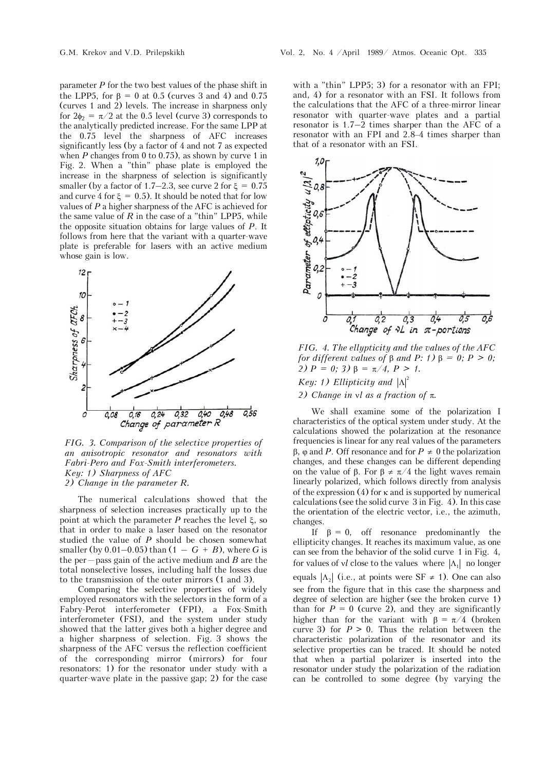parameter $P$ for the two best values of the phase shift in the LPP5, for $\beta = 0$ at 0.5 (curves 3 and 4) and 0.75 (curves 1 and 2) levels. The increase in sharpness only for $2\phi_2 = \pi/2$ at the 0.5 level (curve 3) corresponds to the analytically predicted increase. For the same LPP at the 0.75 level the sharpness of AFC increases significantly less (by a factor of 4 and not 7 as expected when $P$ changes from 0 to 0.75), as shown by curve 1 in Fig. 2. When a "thin" phase plate is employed the increase in the sharpness of selection is significantly smaller (by a factor of 1.7–2.3, see curve 2 for $\xi = 0.75$ and curve 4 for $\xi = 0.5$). It should be noted that for low values of $P$ a higher sharpness of the AFC is achieved for the same value of $R$ in the case of a "thin" LPP5, while the opposite situation obtains for large values of $P$. It follows from here that the variant with a quarter-wave plate is preferable for lasers with an active medium whose gain is low.

*FIG. 3. Comparison of the selective properties of an anisotropic resonator and resonators with Fabri-Pero and Fox-Smith interferometers.*
*Key: 1) Sharpness of AFC*
*2) Change in the parameter R.*

The numerical calculations showed that the sharpness of selection increases practically up to the point at which the parameter $P$ reaches the level $\xi$, so that in order to make a laser based on the resonator studied the value of $P$ should be chosen somewhat smaller (by 0.01–0.05) than $(1 - G + B)$, where $G$ is the per–pass gain of the active medium and $B$ are the total nonselective losses, including half the losses due to the transmission of the outer mirrors (1 and 3).

Comparing the selective properties of widely employed resonators with the selectors in the form of a Fabry-Perot interferometer (FPI), a Fox-Smith interferometer (FSI), and the system under study showed that the latter gives both a higher degree and a higher sharpness of selection. Fig. 3 shows the sharpness of the AFC versus the reflection coefficient of the corresponding mirror (mirrors) for four resonators: 1) for the resonator under study with a quarter-wave plate in the passive gap; 2) for the case with a "thin" LPP5; 3) for a resonator with an FPI; and, 4) for a resonator with an FSI. It follows from the calculations that the AFC of a three-mirror linear resonator with quarter-wave plates and a partial resonator is 1.7–2 times sharper than the AFC of a resonator with an FPI and 2.8–4 times sharper than that of a resonator with an FSI.

*FIG. 4. The ellypticity and the values of the AFC for different values of $\beta$ and $P$: 1) $\beta = 0$; $P > 0$; 2) $P = 0$; 3) $\beta = \pi/4$, $P > 1$.*
*Key: 1) Ellipticity and $|\Lambda|^2$*
*2) Change in $\nu l$ as a fraction of $\pi$.*

We shall examine some of the polarization I characteristics of the optical system under study. At the calculations showed the polarization at the resonance frequencies is linear for any real values of the parameters $\beta$, $\varphi$ and $P$. Off resonance and for $P \neq 0$ the polarization changes, and these changes can be different depending on the value of $\beta$. For $\beta \neq \pi/4$ the light waves remain linearly polarized, which follows directly from analysis of the expression (4) for $\kappa$ and is supported by numerical calculations (see the solid curve 3 in Fig. 4). In this case the orientation of the electric vector, i.e., the azimuth, changes.

If $\beta = 0$, off resonance predominantly the ellipticity changes. It reaches its maximum value, as one can see from the behavior of the solid curve 1 in Fig. 4, for values of $\nu l$ close to the values where $|\Lambda_1|$ no longer equals $|\Lambda_2|$ (i.e., at points were SF $\neq$ 1). One can also see from the figure that in this case the sharpness and degree of selection are higher (see the broken curve 1) than for $P = 0$ (curve 2), and they are significantly higher than for the variant with $\beta = \pi/4$ (broken curve 3) for $P > 0$. Thus the relation between the characteristic polarization of the resonator and its selective properties can be traced. It should be noted that when a partial polarizer is inserted into the resonator under study the polarization of the radiation can be controlled to some degree (by varying the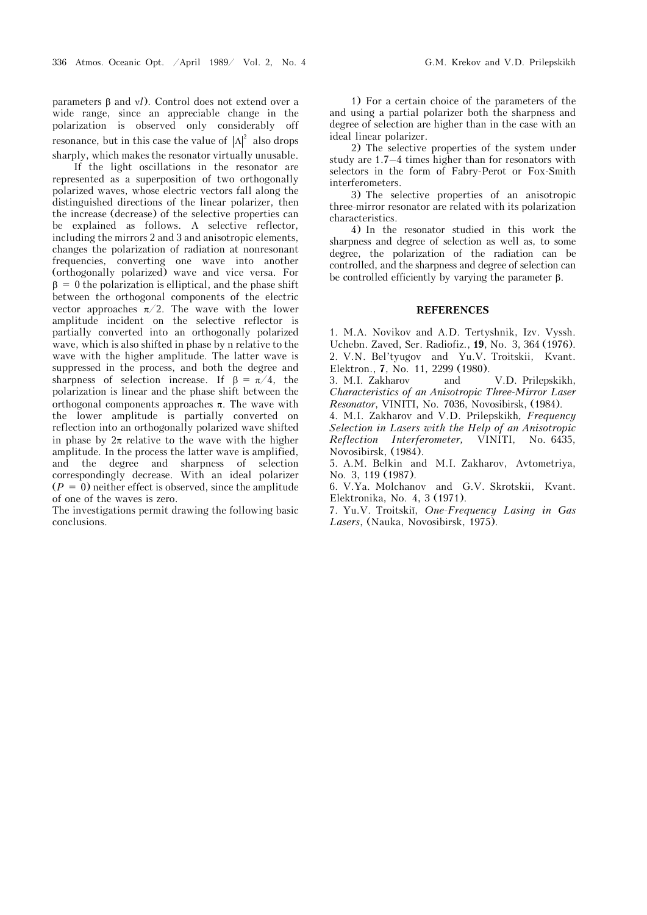parameters β and $\nu l$). Control does not extend over a wide range, since an appreciable change in the polarization is observed only considerably off resonance, but in this case the value of $|\Lambda|^2$ also drops sharply, which makes the resonator virtually unusable.

If the light oscillations in the resonator are represented as a superposition of two orthogonally polarized waves, whose electric vectors fall along the distinguished directions of the linear polarizer, then the increase (decrease) of the selective properties can be explained as follows. A selective reflector, including the mirrors 2 and 3 and anisotropic elements, changes the polarization of radiation at nonresonant frequencies, converting one wave into another (orthogonally polarized) wave and vice versa. For $\beta = 0$ the polarization is elliptical, and the phase shift between the orthogonal components of the electric vector approaches $\pi/2$. The wave with the lower amplitude incident on the selective reflector is partially converted into an orthogonally polarized wave, which is also shifted in phase by n relative to the wave with the higher amplitude. The latter wave is suppressed in the process, and both the degree and sharpness of selection increase. If $\beta = \pi/4$, the polarization is linear and the phase shift between the orthogonal components approaches π. The wave with the lower amplitude is partially converted on reflection into an orthogonally polarized wave shifted in phase by $2\pi$ relative to the wave with the higher amplitude. In the process the latter wave is amplified, and the degree and sharpness of selection correspondingly decrease. With an ideal polarizer ($P = 0$) neither effect is observed, since the amplitude of one of the waves is zero.

The investigations permit drawing the following basic conclusions.

1) For a certain choice of the parameters of the and using a partial polarizer both the sharpness and degree of selection are higher than in the case with an ideal linear polarizer.

2) The selective properties of the system under study are 1.7–4 times higher than for resonators with selectors in the form of Fabry-Perot or Fox-Smith interferometers.

3) The selective properties of an anisotropic three-mirror resonator are related with its polarization characteristics.

4) In the resonator studied in this work the sharpness and degree of selection as well as, to some degree, the polarization of the radiation can be controlled, and the sharpness and degree of selection can be controlled efficiently by varying the parameter β.

## REFERENCES

1. M.A. Novikov and A.D. Tertyshnik, Izv. Vyssh. Uchebn. Zaved, Ser. Radiofiz., **19**, No. 3, 364 (1976).
2. V.N. Bel'tyugov and Yu.V. Troitskii, Kvant. Elektron., **7**, No. 11, 2299 (1980).
3. M.I. Zakharov and V.D. Prilepskikh, *Characteristics of an Anisotropic Three-Mirror Laser Resonator*, VINITI, No. 7036, Novosibirsk, (1984).
4. M.I. Zakharov and V.D. Prilepskikh, *Frequency Selection in Lasers with the Help of an Anisotropic Reflection Interferometer,* VINITI, No. 6435, Novosibirsk, (1984).
5. A.M. Belkin and M.I. Zakharov, Avtometriya, No. 3, 119 (1987).
6. V.Ya. Molchanov and G.V. Skrotskii, Kvant. Elektronika, No. 4, 3 (1971).
7. Yu.V. Troitskiĭ, *One-Frequency Lasing in Gas Lasers*, (Nauka, Novosibirsk, 1975).